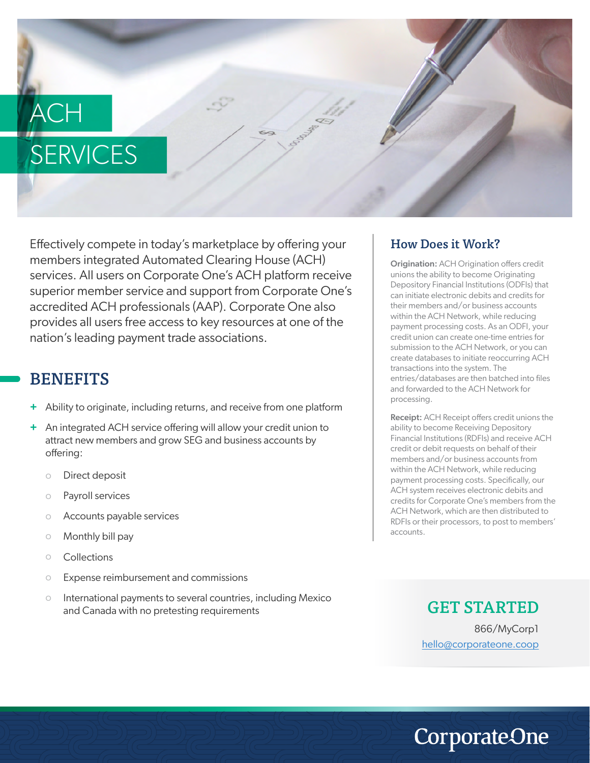# ACH SERVICES

Effectively compete in today's marketplace by offering your members integrated Automated Clearing House (ACH) services. All users on Corporate One's ACH platform receive superior member service and support from Corporate One's accredited ACH professionals (AAP). Corporate One also provides all users free access to key resources at one of the nation's leading payment trade associations.

## BENEFITS

- Ability to originate, including returns, and receive from one platform
- An integrated ACH service offering will allow your credit union to attract new members and grow SEG and business accounts by offering:
  - Direct deposit
  - Payroll services
  - Accounts payable services
  - Monthly bill pay
  - Collections
  - Expense reimbursement and commissions
  - International payments to several countries, including Mexico and Canada with no pretesting requirements

## How Does it Work?

**Origination:** ACH Origination offers credit unions the ability to become Originating Depository Financial Institutions (ODFIs) that can initiate electronic debits and credits for their members and/or business accounts within the ACH Network, while reducing payment processing costs. As an ODFI, your credit union can create one-time entries for submission to the ACH Network, or you can create databases to initiate reoccurring ACH transactions into the system. The entries/databases are then batched into files and forwarded to the ACH Network for processing.

**Receipt:** ACH Receipt offers credit unions the ability to become Receiving Depository Financial Institutions (RDFIs) and receive ACH credit or debit requests on behalf of their members and/or business accounts from within the ACH Network, while reducing payment processing costs. Specifically, our ACH system receives electronic debits and credits for Corporate One's members from the ACH Network, which are then distributed to RDFIs or their processors, to post to members' accounts.

## GET STARTED

866/MyCorp1

hello@corporateone.coop

CorporateOne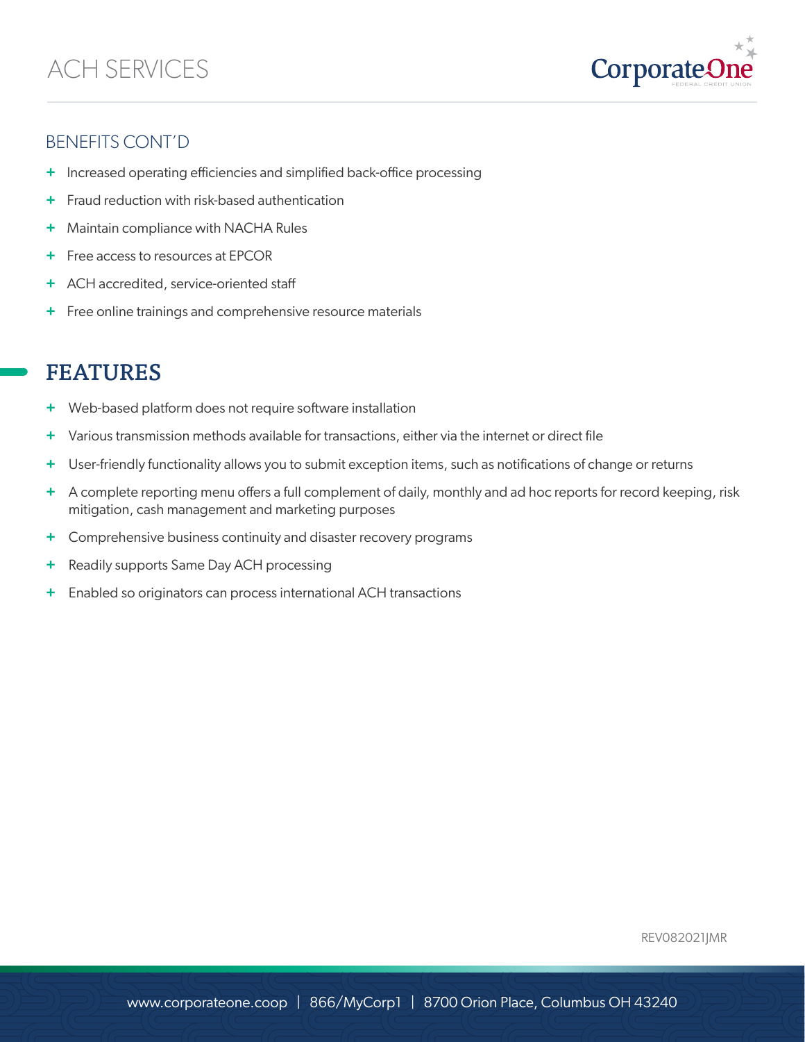## BENEFITS CONT'D

- Increased operating efficiencies and simplified back-office processing
- Fraud reduction with risk-based authentication
- Maintain compliance with NACHA Rules
- Free access to resources at EPCOR
- ACH accredited, service-oriented staff
- Free online trainings and comprehensive resource materials

# FEATURES

- Web-based platform does not require software installation
- Various transmission methods available for transactions, either via the internet or direct file
- User-friendly functionality allows you to submit exception items, such as notifications of change or returns
- A complete reporting menu offers a full complement of daily, monthly and ad hoc reports for record keeping, risk mitigation, cash management and marketing purposes
- Comprehensive business continuity and disaster recovery programs
- Readily supports Same Day ACH processing
- Enabled so originators can process international ACH transactions

REV082021JMR

www.corporateone.coop | 866/MyCorp1 | 8700 Orion Place, Columbus OH 43240